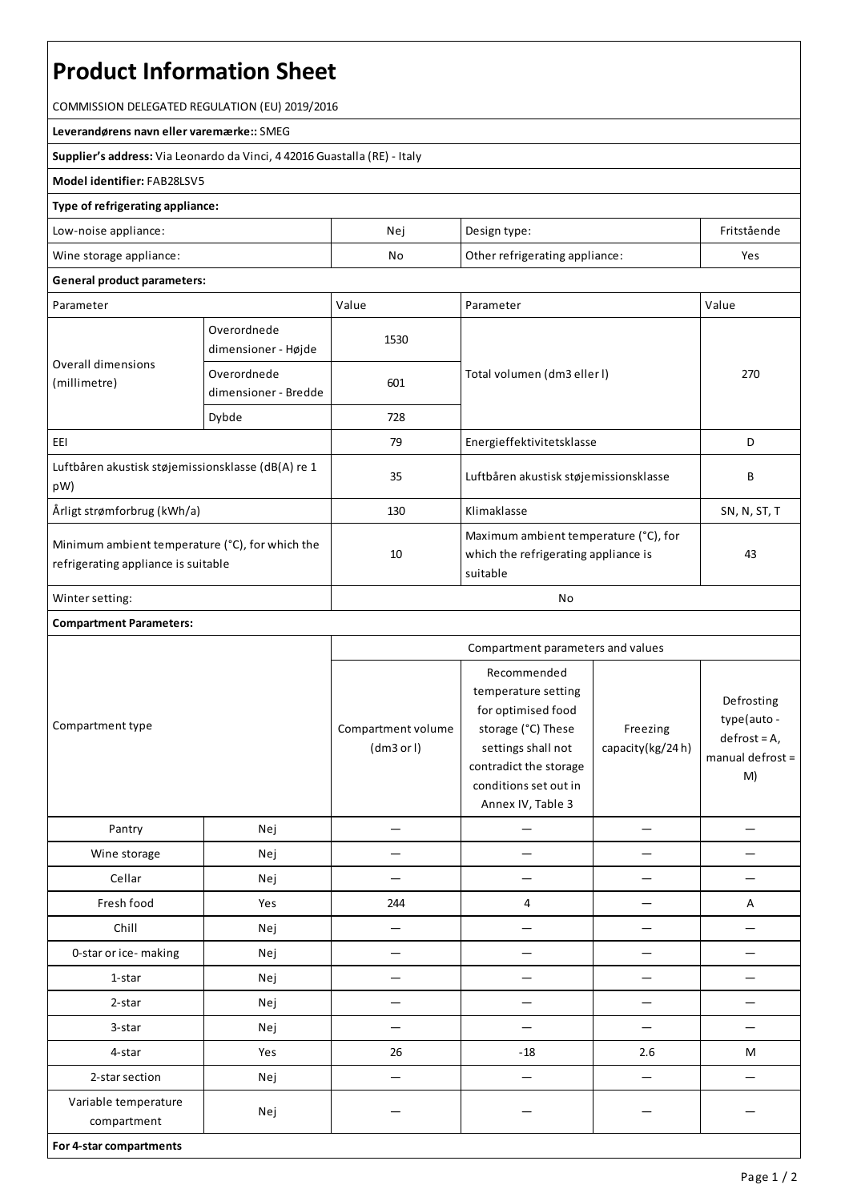# Product Information Sheet

COMMISSION DELEGATED REGULATION (EU) 2019/2016

**Leverandørens navn eller varemærke::** SMEG

**Supplier's address:** Via Leonardo da Vinci, 4 42016 Guastalla (RE) - Italy

**Model identifier:** FAB28LSV5

**Type of refrigerating appliance:**

| | | | |
|---|---|---|---|
| Low-noise appliance: | Nej | Design type: | Fritstående |
| Wine storage appliance: | No | Other refrigerating appliance: | Yes |

**General product parameters:**

| Parameter | | Value | Parameter | Value |
|---|---|---|---|---|
| Overall dimensions (millimetre) | Overordnede dimensioner - Højde | 1530 | Total volumen (dm3 eller l) | 270 |
| | Overordnede dimensioner - Bredde | 601 | | |
| | Dybde | 728 | | |
| EEI | | 79 | Energieffektivitetsklasse | D |
| Luftbåren akustisk støjemissionsklasse (dB(A) re 1 pW) | | 35 | Luftbåren akustisk støjemissionsklasse | B |
| Årligt strømforbrug (kWh/a) | | 130 | Klimaklasse | SN, N, ST, T |
| Minimum ambient temperature (°C), for which the refrigerating appliance is suitable | | 10 | Maximum ambient temperature (°C), for which the refrigerating appliance is suitable | 43 |
| Winter setting: | | No | | |

**Compartment Parameters:**

| Compartment type | | Compartment parameters and values | | | |
|---|---|---|---|---|---|
| | | Compartment volume (dm3 or l) | Recommended temperature setting for optimised food storage (°C) These settings shall not contradict the storage conditions set out in Annex IV, Table 3 | Freezing capacity(kg/24 h) | Defrosting type(auto - defrost = A, manual defrost = M) |
| Pantry | Nej | — | — | — | — |
| Wine storage | Nej | — | — | — | — |
| Cellar | Nej | — | — | — | — |
| Fresh food | Yes | 244 | 4 | — | A |
| Chill | Nej | — | — | — | — |
| 0-star or ice- making | Nej | — | — | — | — |
| 1-star | Nej | — | — | — | — |
| 2-star | Nej | — | — | — | — |
| 3-star | Nej | — | — | — | — |
| 4-star | Yes | 26 | -18 | 2.6 | M |
| 2-star section | Nej | — | — | — | — |
| Variable temperature compartment | Nej | — | — | — | — |

**For 4-star compartments**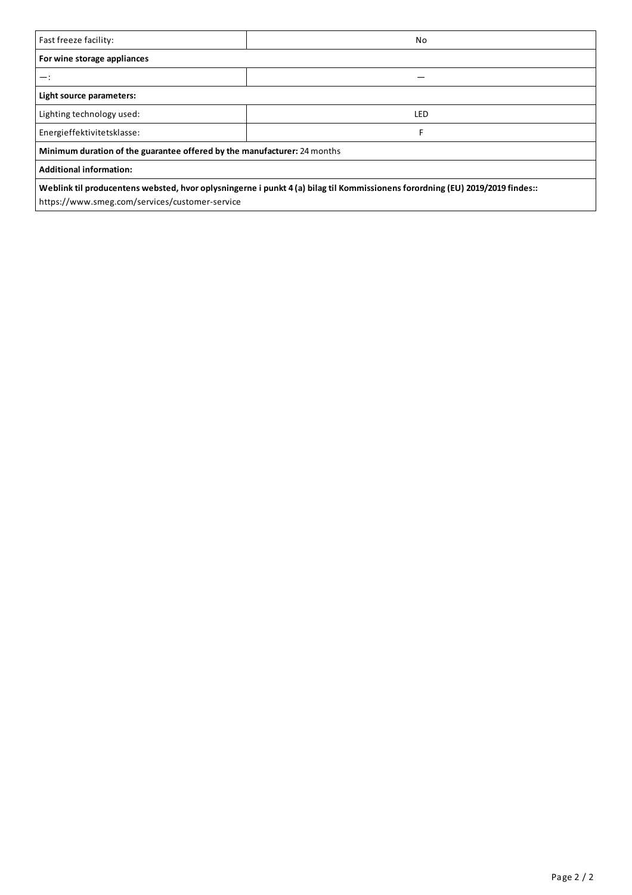| | |
|---|---|
| Fast freeze facility: | No |
| **For wine storage appliances** | |
| —: | — |
| **Light source parameters:** | |
| Lighting technology used: | LED |
| Energieffektivitetsklasse: | F |
| **Minimum duration of the guarantee offered by the manufacturer:** 24 months | |
| **Additional information:** | |
| **Weblink til producentens websted, hvor oplysningerne i punkt 4 (a) bilag til Kommissionens forordning (EU) 2019/2019 findes::** https://www.smeg.com/services/customer-service | |